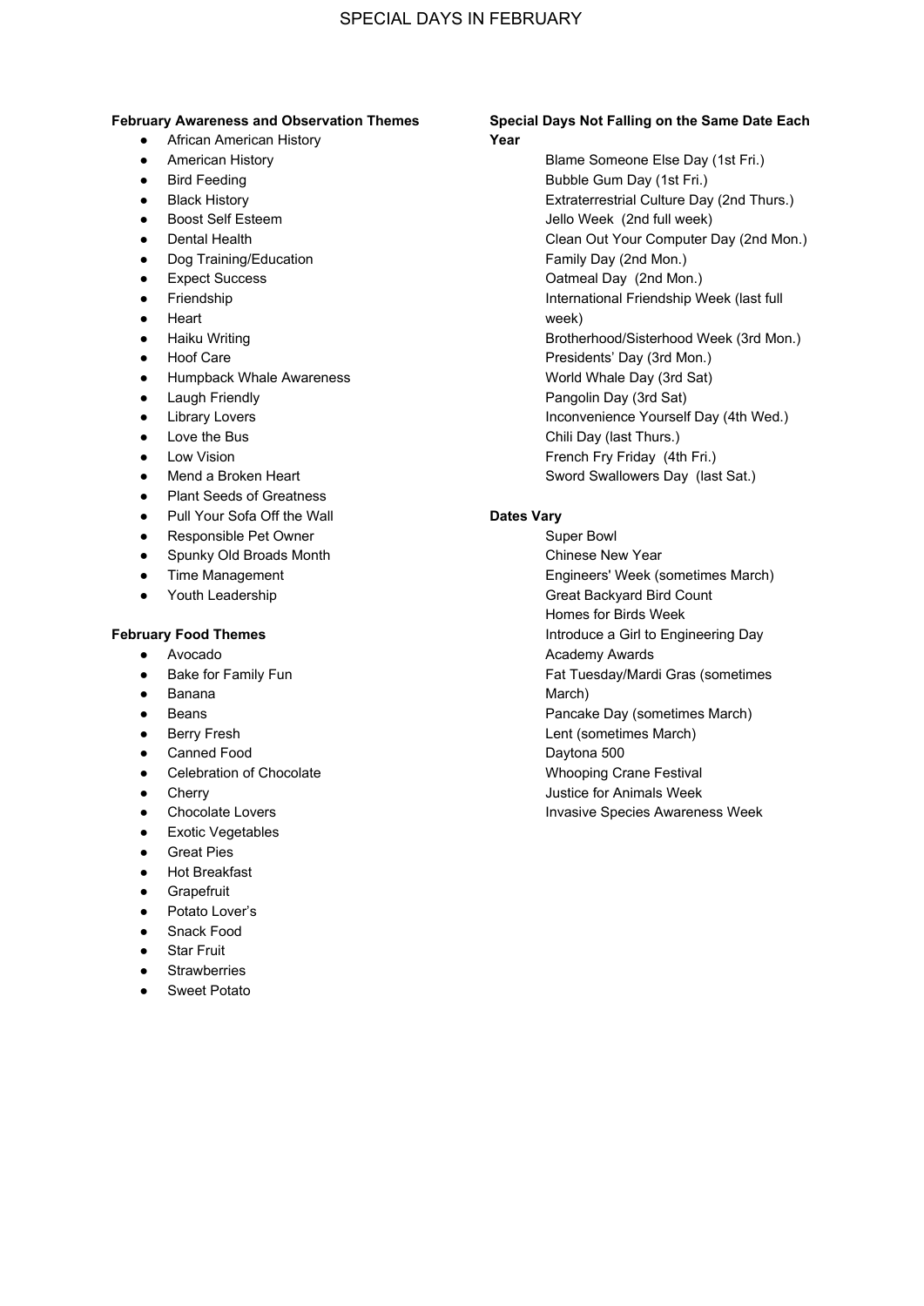# SPECIAL DAYS IN FEBRUARY

**February Awareness and Observation Themes**

- African American History
- American History
- Bird Feeding
- Black History
- Boost Self Esteem
- Dental Health
- Dog Training/Education
- Expect Success
- Friendship
- Heart
- Haiku Writing
- Hoof Care
- Humpback Whale Awareness
- Laugh Friendly
- Library Lovers
- Love the Bus
- Low Vision
- Mend a Broken Heart
- Plant Seeds of Greatness
- Pull Your Sofa Off the Wall
- Responsible Pet Owner
- Spunky Old Broads Month
- Time Management
- Youth Leadership

**February Food Themes**

- Avocado
- Bake for Family Fun
- Banana
- Beans
- Berry Fresh
- Canned Food
- Celebration of Chocolate
- Cherry
- Chocolate Lovers
- Exotic Vegetables
- Great Pies
- Hot Breakfast
- Grapefruit
- Potato Lover's
- Snack Food
- Star Fruit
- Strawberries
- Sweet Potato

**Special Days Not Falling on the Same Date Each Year**

Blame Someone Else Day (1st Fri.)
Bubble Gum Day (1st Fri.)
Extraterrestrial Culture Day (2nd Thurs.)
Jello Week (2nd full week)
Clean Out Your Computer Day (2nd Mon.)
Family Day (2nd Mon.)
Oatmeal Day (2nd Mon.)
International Friendship Week (last full week)
Brotherhood/Sisterhood Week (3rd Mon.)
Presidents' Day (3rd Mon.)
World Whale Day (3rd Sat)
Pangolin Day (3rd Sat)
Inconvenience Yourself Day (4th Wed.)
Chili Day (last Thurs.)
French Fry Friday (4th Fri.)
Sword Swallowers Day (last Sat.)

**Dates Vary**

Super Bowl
Chinese New Year
Engineers' Week (sometimes March)
Great Backyard Bird Count
Homes for Birds Week
Introduce a Girl to Engineering Day
Academy Awards
Fat Tuesday/Mardi Gras (sometimes March)
Pancake Day (sometimes March)
Lent (sometimes March)
Daytona 500
Whooping Crane Festival
Justice for Animals Week
Invasive Species Awareness Week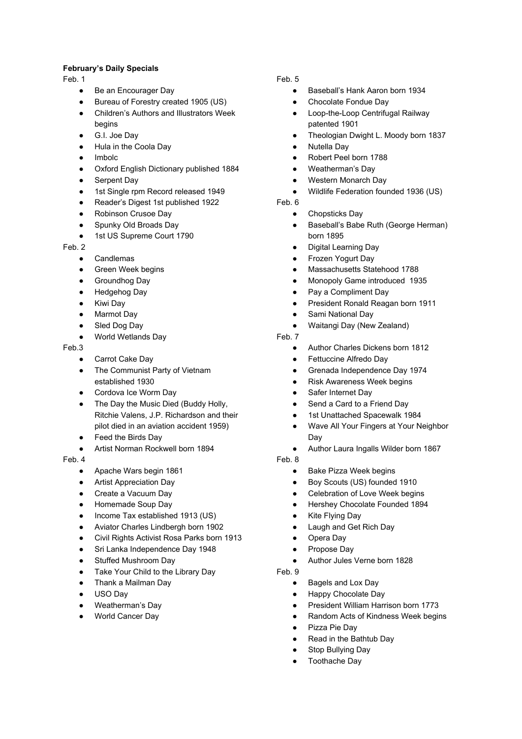**February's Daily Specials**

Feb. 1

- Be an Encourager Day
- Bureau of Forestry created 1905 (US)
- Children's Authors and Illustrators Week begins
- G.I. Joe Day
- Hula in the Coola Day
- Imbolc
- Oxford English Dictionary published 1884
- Serpent Day
- 1st Single rpm Record released 1949
- Reader's Digest 1st published 1922
- Robinson Crusoe Day
- Spunky Old Broads Day
- 1st US Supreme Court 1790

Feb. 2

- Candlemas
- Green Week begins
- Groundhog Day
- Hedgehog Day
- Kiwi Day
- Marmot Day
- Sled Dog Day
- World Wetlands Day

Feb.3

- Carrot Cake Day
- The Communist Party of Vietnam established 1930
- Cordova Ice Worm Day
- The Day the Music Died (Buddy Holly, Ritchie Valens, J.P. Richardson and their pilot died in an aviation accident 1959)
- Feed the Birds Day
- Artist Norman Rockwell born 1894

Feb. 4

- Apache Wars begin 1861
- Artist Appreciation Day
- Create a Vacuum Day
- Homemade Soup Day
- Income Tax established 1913 (US)
- Aviator Charles Lindbergh born 1902
- Civil Rights Activist Rosa Parks born 1913
- Sri Lanka Independence Day 1948
- Stuffed Mushroom Day
- Take Your Child to the Library Day
- Thank a Mailman Day
- USO Day
- Weatherman's Day
- World Cancer Day

Feb. 5

- Baseball's Hank Aaron born 1934
- Chocolate Fondue Day
- Loop-the-Loop Centrifugal Railway patented 1901
- Theologian Dwight L. Moody born 1837
- Nutella Day
- Robert Peel born 1788
- Weatherman's Day
- Western Monarch Day
- Wildlife Federation founded 1936 (US)

Feb. 6

- Chopsticks Day
- Baseball's Babe Ruth (George Herman) born 1895
- Digital Learning Day
- Frozen Yogurt Day
- Massachusetts Statehood 1788
- Monopoly Game introduced 1935
- Pay a Compliment Day
- President Ronald Reagan born 1911
- Sami National Day
- Waitangi Day (New Zealand)

Feb. 7

- Author Charles Dickens born 1812
- Fettuccine Alfredo Day
- Grenada Independence Day 1974
- Risk Awareness Week begins
- Safer Internet Day
- Send a Card to a Friend Day
- 1st Unattached Spacewalk 1984
- Wave All Your Fingers at Your Neighbor Day
- Author Laura Ingalls Wilder born 1867

Feb. 8

- Bake Pizza Week begins
- Boy Scouts (US) founded 1910
- Celebration of Love Week begins
- Hershey Chocolate Founded 1894
- Kite Flying Day
- Laugh and Get Rich Day
- Opera Day
- Propose Day
- Author Jules Verne born 1828

Feb. 9

- Bagels and Lox Day
- Happy Chocolate Day
- President William Harrison born 1773
- Random Acts of Kindness Week begins
- Pizza Pie Day
- Read in the Bathtub Day
- Stop Bullying Day
- Toothache Day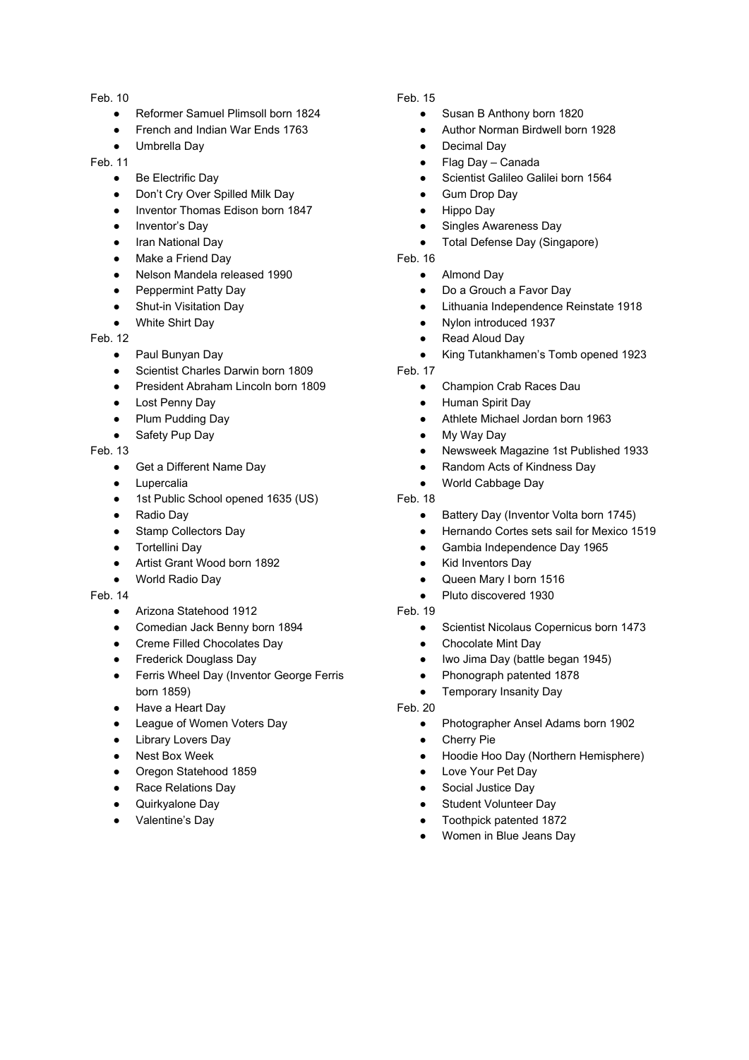Feb. 10

- Reformer Samuel Plimsoll born 1824
- French and Indian War Ends 1763
- Umbrella Day

Feb. 11

- Be Electrific Day
- Don't Cry Over Spilled Milk Day
- Inventor Thomas Edison born 1847
- Inventor's Day
- Iran National Day
- Make a Friend Day
- Nelson Mandela released 1990
- Peppermint Patty Day
- Shut-in Visitation Day
- White Shirt Day

Feb. 12

- Paul Bunyan Day
- Scientist Charles Darwin born 1809
- President Abraham Lincoln born 1809
- Lost Penny Day
- Plum Pudding Day
- Safety Pup Day

Feb. 13

- Get a Different Name Day
- Lupercalia
- 1st Public School opened 1635 (US)
- Radio Day
- Stamp Collectors Day
- Tortellini Day
- Artist Grant Wood born 1892
- World Radio Day

Feb. 14

- Arizona Statehood 1912
- Comedian Jack Benny born 1894
- Creme Filled Chocolates Day
- Frederick Douglass Day
- Ferris Wheel Day (Inventor George Ferris born 1859)
- Have a Heart Day
- League of Women Voters Day
- Library Lovers Day
- Nest Box Week
- Oregon Statehood 1859
- Race Relations Day
- Quirkyalone Day
- Valentine's Day

Feb. 15

- Susan B Anthony born 1820
- Author Norman Birdwell born 1928
- Decimal Day
- Flag Day – Canada
- Scientist Galileo Galilei born 1564
- Gum Drop Day
- Hippo Day
- Singles Awareness Day
- Total Defense Day (Singapore)

Feb. 16

- Almond Day
- Do a Grouch a Favor Day
- Lithuania Independence Reinstate 1918
- Nylon introduced 1937
- Read Aloud Day
- King Tutankhamen's Tomb opened 1923

Feb. 17

- Champion Crab Races Dau
- Human Spirit Day
- Athlete Michael Jordan born 1963
- My Way Day
- Newsweek Magazine 1st Published 1933
- Random Acts of Kindness Day
- World Cabbage Day

Feb. 18

- Battery Day (Inventor Volta born 1745)
- Hernando Cortes sets sail for Mexico 1519
- Gambia Independence Day 1965
- Kid Inventors Day
- Queen Mary I born 1516
- Pluto discovered 1930

Feb. 19

- Scientist Nicolaus Copernicus born 1473
- Chocolate Mint Day
- Iwo Jima Day (battle began 1945)
- Phonograph patented 1878
- Temporary Insanity Day

Feb. 20

- Photographer Ansel Adams born 1902
- Cherry Pie
- Hoodie Hoo Day (Northern Hemisphere)
- Love Your Pet Day
- Social Justice Day
- Student Volunteer Day
- Toothpick patented 1872
- Women in Blue Jeans Day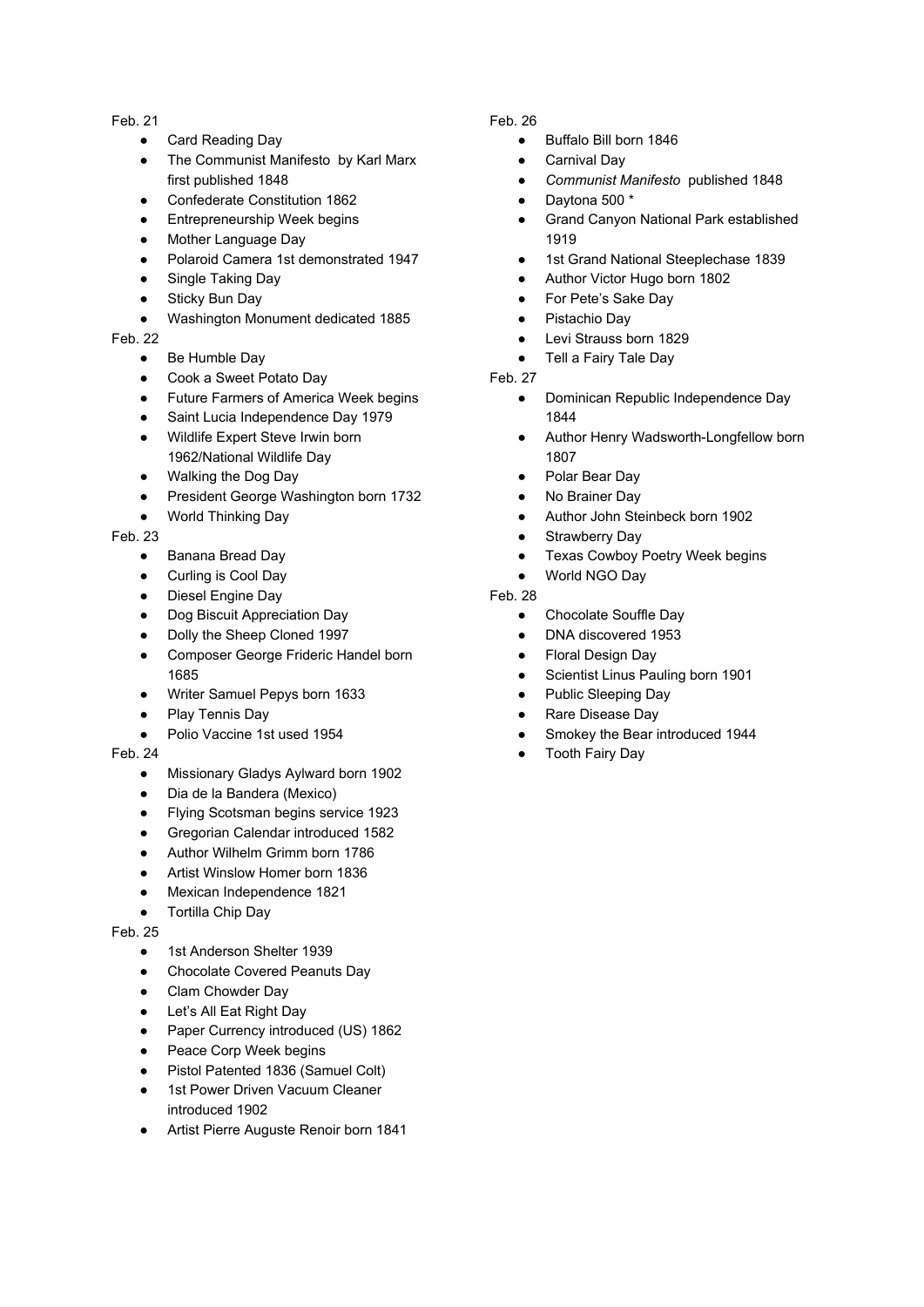Feb. 21

- Card Reading Day
- The Communist Manifesto by Karl Marx first published 1848
- Confederate Constitution 1862
- Entrepreneurship Week begins
- Mother Language Day
- Polaroid Camera 1st demonstrated 1947
- Single Taking Day
- Sticky Bun Day
- Washington Monument dedicated 1885

Feb. 22

- Be Humble Day
- Cook a Sweet Potato Day
- Future Farmers of America Week begins
- Saint Lucia Independence Day 1979
- Wildlife Expert Steve Irwin born 1962/National Wildlife Day
- Walking the Dog Day
- President George Washington born 1732
- World Thinking Day

Feb. 23

- Banana Bread Day
- Curling is Cool Day
- Diesel Engine Day
- Dog Biscuit Appreciation Day
- Dolly the Sheep Cloned 1997
- Composer George Frideric Handel born 1685
- Writer Samuel Pepys born 1633
- Play Tennis Day
- Polio Vaccine 1st used 1954

Feb. 24

- Missionary Gladys Aylward born 1902
- Dia de la Bandera (Mexico)
- Flying Scotsman begins service 1923
- Gregorian Calendar introduced 1582
- Author Wilhelm Grimm born 1786
- Artist Winslow Homer born 1836
- Mexican Independence 1821
- Tortilla Chip Day

Feb. 25

- 1st Anderson Shelter 1939
- Chocolate Covered Peanuts Day
- Clam Chowder Day
- Let's All Eat Right Day
- Paper Currency introduced (US) 1862
- Peace Corp Week begins
- Pistol Patented 1836 (Samuel Colt)
- 1st Power Driven Vacuum Cleaner introduced 1902
- Artist Pierre Auguste Renoir born 1841

Feb. 26

- Buffalo Bill born 1846
- Carnival Day
- *Communist Manifesto* published 1848
- Daytona 500 *
- Grand Canyon National Park established 1919
- 1st Grand National Steeplechase 1839
- Author Victor Hugo born 1802
- For Pete's Sake Day
- Pistachio Day
- Levi Strauss born 1829
- Tell a Fairy Tale Day

Feb. 27

- Dominican Republic Independence Day 1844
- Author Henry Wadsworth-Longfellow born 1807
- Polar Bear Day
- No Brainer Day
- Author John Steinbeck born 1902
- Strawberry Day
- Texas Cowboy Poetry Week begins
- World NGO Day

Feb. 28

- Chocolate Souffle Day
- DNA discovered 1953
- Floral Design Day
- Scientist Linus Pauling born 1901
- Public Sleeping Day
- Rare Disease Day
- Smokey the Bear introduced 1944
- Tooth Fairy Day